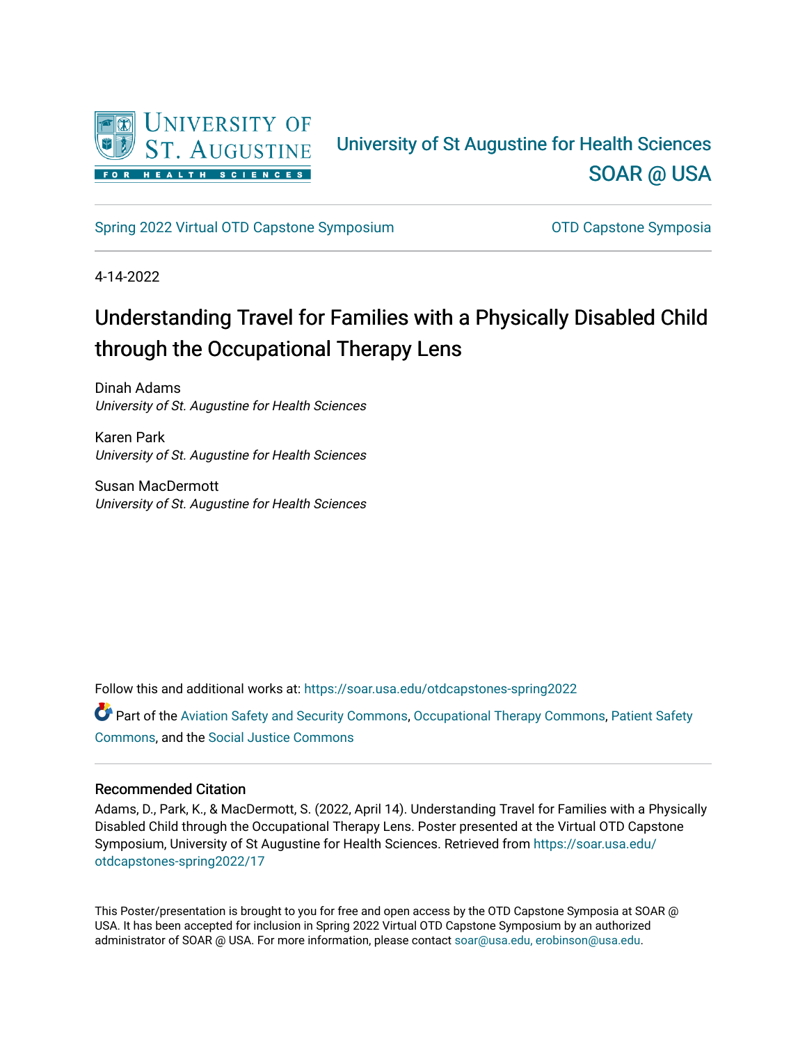University of St Augustine for Health Sciences

SOAR @ USA

Spring 2022 Virtual OTD Capstone Symposium

OTD Capstone Symposia

4-14-2022

# Understanding Travel for Families with a Physically Disabled Child through the Occupational Therapy Lens

Dinah Adams
*University of St. Augustine for Health Sciences*

Karen Park
*University of St. Augustine for Health Sciences*

Susan MacDermott
*University of St. Augustine for Health Sciences*

Follow this and additional works at: https://soar.usa.edu/otdcapstones-spring2022

Part of the Aviation Safety and Security Commons, Occupational Therapy Commons, Patient Safety Commons, and the Social Justice Commons

## Recommended Citation

Adams, D., Park, K., & MacDermott, S. (2022, April 14). Understanding Travel for Families with a Physically Disabled Child through the Occupational Therapy Lens. Poster presented at the Virtual OTD Capstone Symposium, University of St Augustine for Health Sciences. Retrieved from https://soar.usa.edu/otdcapstones-spring2022/17

This Poster/presentation is brought to you for free and open access by the OTD Capstone Symposia at SOAR @ USA. It has been accepted for inclusion in Spring 2022 Virtual OTD Capstone Symposium by an authorized administrator of SOAR @ USA. For more information, please contact soar@usa.edu, erobinson@usa.edu.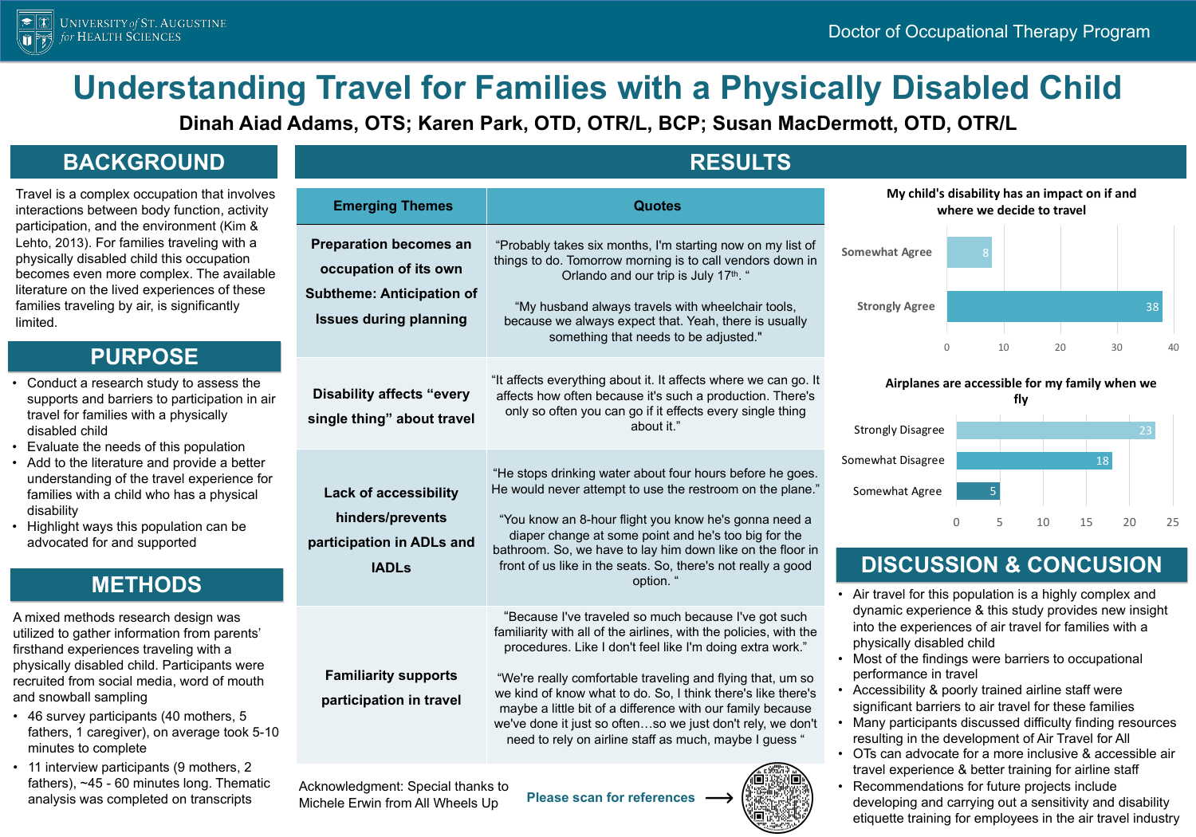UNIVERSITY of ST. AUGUSTINE for HEALTH SCIENCES

Doctor of Occupational Therapy Program

# Understanding Travel for Families with a Physically Disabled Child

**Dinah Aiad Adams, OTS; Karen Park, OTD, OTR/L, BCP; Susan MacDermott, OTD, OTR/L**

## BACKGROUND

Travel is a complex occupation that involves interactions between body function, activity participation, and the environment (Kim & Lehto, 2013). For families traveling with a physically disabled child this occupation becomes even more complex. The available literature on the lived experiences of these families traveling by air, is significantly limited.

## PURPOSE

- Conduct a research study to assess the supports and barriers to participation in air travel for families with a physically disabled child
- Evaluate the needs of this population
- Add to the literature and provide a better understanding of the travel experience for families with a child who has a physical disability
- Highlight ways this population can be advocated for and supported

## METHODS

A mixed methods research design was utilized to gather information from parents' firsthand experiences traveling with a physically disabled child. Participants were recruited from social media, word of mouth and snowball sampling

- 46 survey participants (40 mothers, 5 fathers, 1 caregiver), on average took 5-10 minutes to complete
- 11 interview participants (9 mothers, 2 fathers), ~45 - 60 minutes long. Thematic analysis was completed on transcripts

## RESULTS

| Emerging Themes | Quotes |
|---|---|
| **Preparation becomes an occupation of its own** **Subtheme: Anticipation of Issues during planning** | "Probably takes six months, I'm starting now on my list of things to do. Tomorrow morning is to call vendors down in Orlando and our trip is July 17th. " "My husband always travels with wheelchair tools, because we always expect that. Yeah, there is usually something that needs to be adjusted." |
| **Disability affects "every single thing" about travel** | "It affects everything about it. It affects where we can go. It affects how often because it's such a production. There's only so often you can go if it effects every single thing about it." |
| **Lack of accessibility hinders/prevents participation in ADLs and IADLs** | "He stops drinking water about four hours before he goes. He would never attempt to use the restroom on the plane." "You know an 8-hour flight you know he's gonna need a diaper change at some point and he's too big for the bathroom. So, we have to lay him down like on the floor in front of us like in the seats. So, there's not really a good option. " |
| **Familiarity supports participation in travel** | "Because I've traveled so much because I've got such familiarity with all of the airlines, with the policies, with the procedures. Like I don't feel like I'm doing extra work." "We're really comfortable traveling and flying that, um so we kind of know what to do. So, I think there's like there's maybe a little bit of a difference with our family because we've done it just so often…so we just don't rely, we don't need to rely on airline staff as much, maybe I guess " |

**My child's disability has an impact on if and where we decide to travel**

Somewhat Agree 8
Strongly Agree 38
0 10 20 30 40

**Airplanes are accessible for my family when we fly**

Strongly Disagree 23
Somewhat Disagree 18
Somewhat Agree 5
0 5 10 15 20 25

Acknowledgment: Special thanks to Michele Erwin from All Wheels Up

**Please scan for references** ⟶

## DISCUSSION & CONCUSION

- Air travel for this population is a highly complex and dynamic experience & this study provides new insight into the experiences of air travel for families with a physically disabled child
- Most of the findings were barriers to occupational performance in travel
- Accessibility & poorly trained airline staff were significant barriers to air travel for these families
- Many participants discussed difficulty finding resources resulting in the development of Air Travel for All
- OTs can advocate for a more inclusive & accessible air travel experience & better training for airline staff
- Recommendations for future projects include developing and carrying out a sensitivity and disability etiquette training for employees in the air travel industry